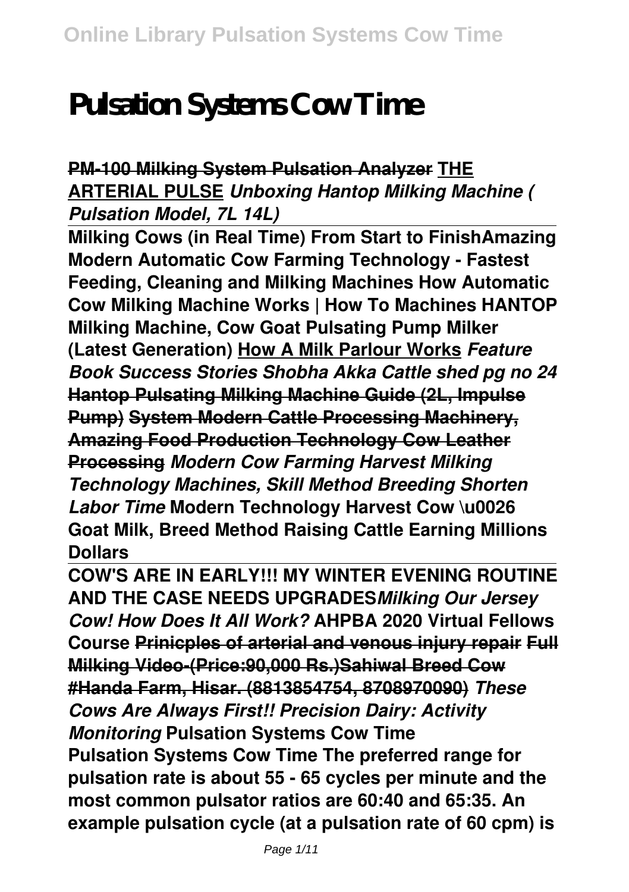# Pulsation Systems Cow Time

**PM-100 Milking System Pulsation Analyzer THE ARTERIAL PULSE** ***Unboxing Hantop Milking Machine ( Pulsation Model, 7L 14L)***

**Milking Cows (in Real Time) From Start to FinishAmazing Modern Automatic Cow Farming Technology - Fastest Feeding, Cleaning and Milking Machines How Automatic Cow Milking Machine Works | How To Machines HANTOP Milking Machine, Cow Goat Pulsating Pump Milker (Latest Generation) How A Milk Parlour Works** ***Feature Book Success Stories Shobha Akka Cattle shed pg no 24*** **Hantop Pulsating Milking Machine Guide (2L, Impulse Pump) System Modern Cattle Processing Machinery, Amazing Food Production Technology Cow Leather Processing** ***Modern Cow Farming Harvest Milking Technology Machines, Skill Method Breeding Shorten Labor Time*** **Modern Technology Harvest Cow \u0026 Goat Milk, Breed Method Raising Cattle Earning Millions Dollars**

**COW'S ARE IN EARLY!!! MY WINTER EVENING ROUTINE AND THE CASE NEEDS UPGRADES*Milking Our Jersey Cow! How Does It All Work?*** **AHPBA 2020 Virtual Fellows Course Prinicples of arterial and venous injury repair Full Milking Video-(Price:90,000 Rs.)Sahiwal Breed Cow #Handa Farm, Hisar. (8813854754, 8708970090)** ***These Cows Are Always First!! Precision Dairy: Activity Monitoring*** **Pulsation Systems Cow Time**

**Pulsation Systems Cow Time The preferred range for pulsation rate is about 55 - 65 cycles per minute and the most common pulsator ratios are 60:40 and 65:35. An example pulsation cycle (at a pulsation rate of 60 cpm) is**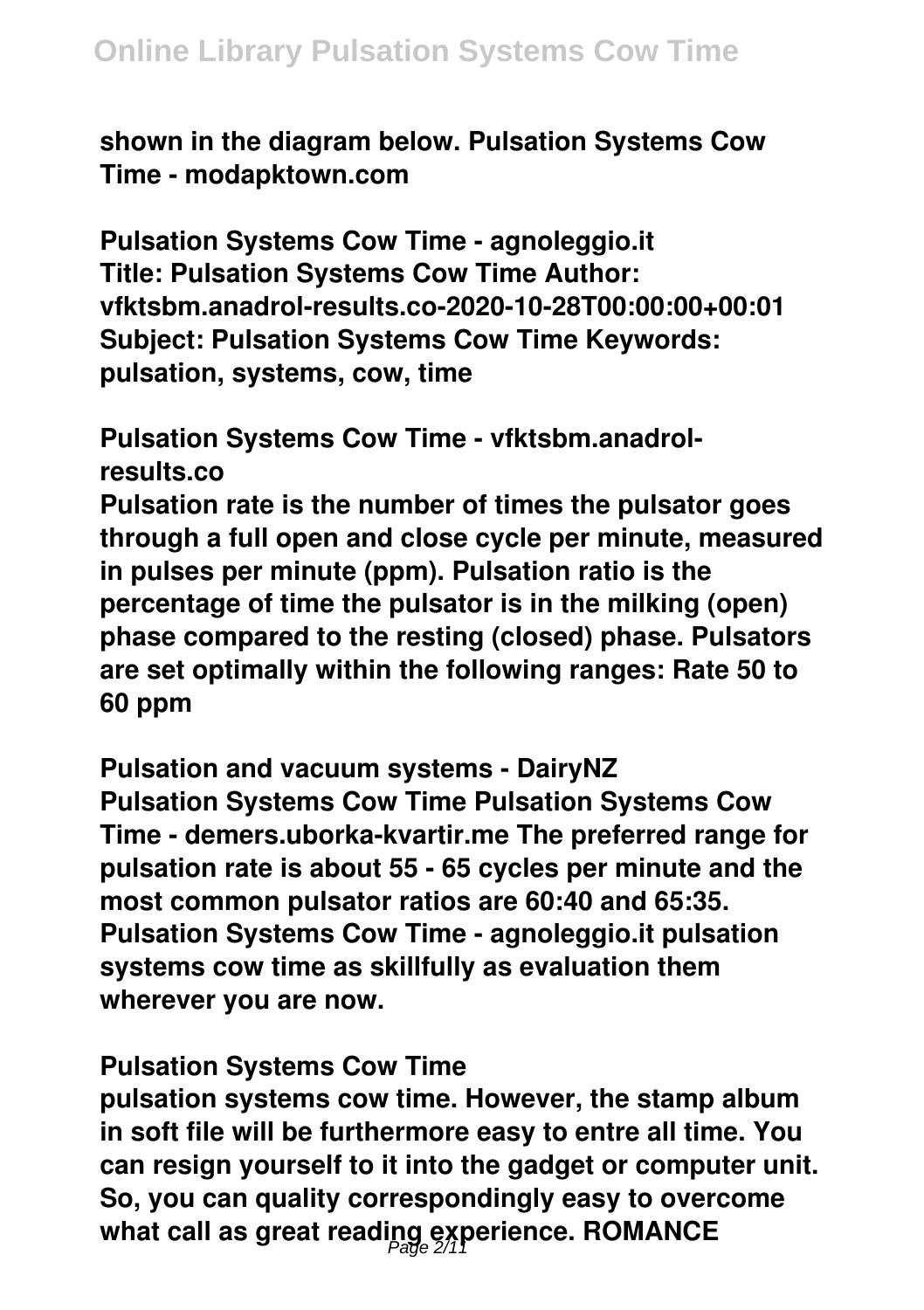shown in the diagram below. Pulsation Systems Cow Time - modapktown.com

**Pulsation Systems Cow Time - agnoleggio.it**
Title: Pulsation Systems Cow Time Author: vfktsbm.anadrol-results.co-2020-10-28T00:00:00+00:01 Subject: Pulsation Systems Cow Time Keywords: pulsation, systems, cow, time

**Pulsation Systems Cow Time - vfktsbm.anadrol-results.co**
Pulsation rate is the number of times the pulsator goes through a full open and close cycle per minute, measured in pulses per minute (ppm). Pulsation ratio is the percentage of time the pulsator is in the milking (open) phase compared to the resting (closed) phase. Pulsators are set optimally within the following ranges: Rate 50 to 60 ppm

**Pulsation and vacuum systems - DairyNZ**
Pulsation Systems Cow Time Pulsation Systems Cow Time - demers.uborka-kvartir.me The preferred range for pulsation rate is about 55 - 65 cycles per minute and the most common pulsator ratios are 60:40 and 65:35. Pulsation Systems Cow Time - agnoleggio.it pulsation systems cow time as skillfully as evaluation them wherever you are now.

**Pulsation Systems Cow Time**
pulsation systems cow time. However, the stamp album in soft file will be furthermore easy to entre all time. You can resign yourself to it into the gadget or computer unit. So, you can quality correspondingly easy to overcome what call as great reading experience. ROMANCE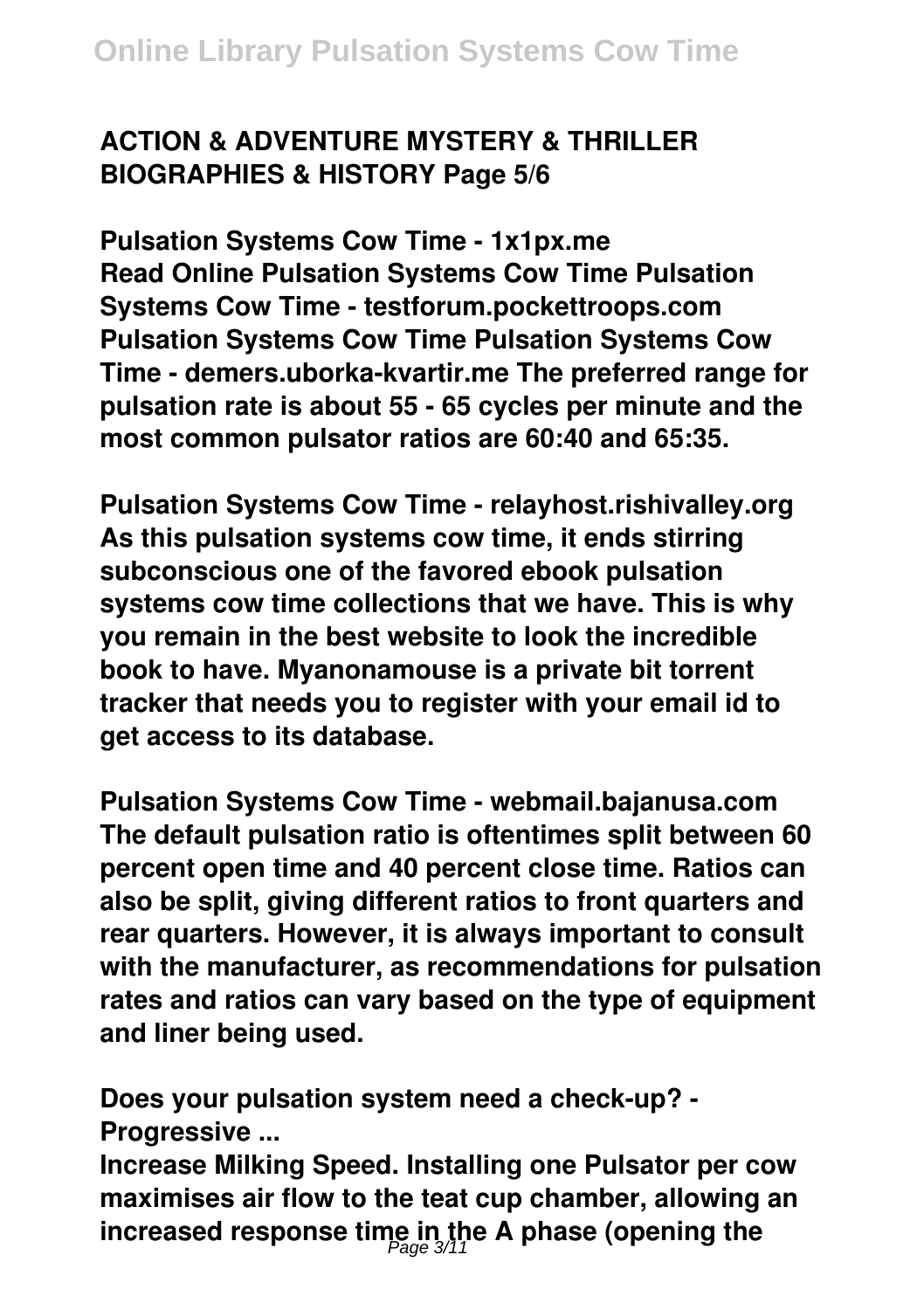**ACTION & ADVENTURE MYSTERY & THRILLER BIOGRAPHIES & HISTORY Page 5/6**

**Pulsation Systems Cow Time - 1x1px.me**

Read Online Pulsation Systems Cow Time Pulsation Systems Cow Time - testforum.pockettroops.com Pulsation Systems Cow Time Pulsation Systems Cow Time - demers.uborka-kvartir.me The preferred range for pulsation rate is about 55 - 65 cycles per minute and the most common pulsator ratios are 60:40 and 65:35.

**Pulsation Systems Cow Time - relayhost.rishivalley.org**

As this pulsation systems cow time, it ends stirring subconscious one of the favored ebook pulsation systems cow time collections that we have. This is why you remain in the best website to look the incredible book to have. Myanonamouse is a private bit torrent tracker that needs you to register with your email id to get access to its database.

**Pulsation Systems Cow Time - webmail.bajanusa.com**

The default pulsation ratio is oftentimes split between 60 percent open time and 40 percent close time. Ratios can also be split, giving different ratios to front quarters and rear quarters. However, it is always important to consult with the manufacturer, as recommendations for pulsation rates and ratios can vary based on the type of equipment and liner being used.

**Does your pulsation system need a check-up? - Progressive ...**

Increase Milking Speed. Installing one Pulsator per cow maximises air flow to the teat cup chamber, allowing an increased response time in the A phase (opening the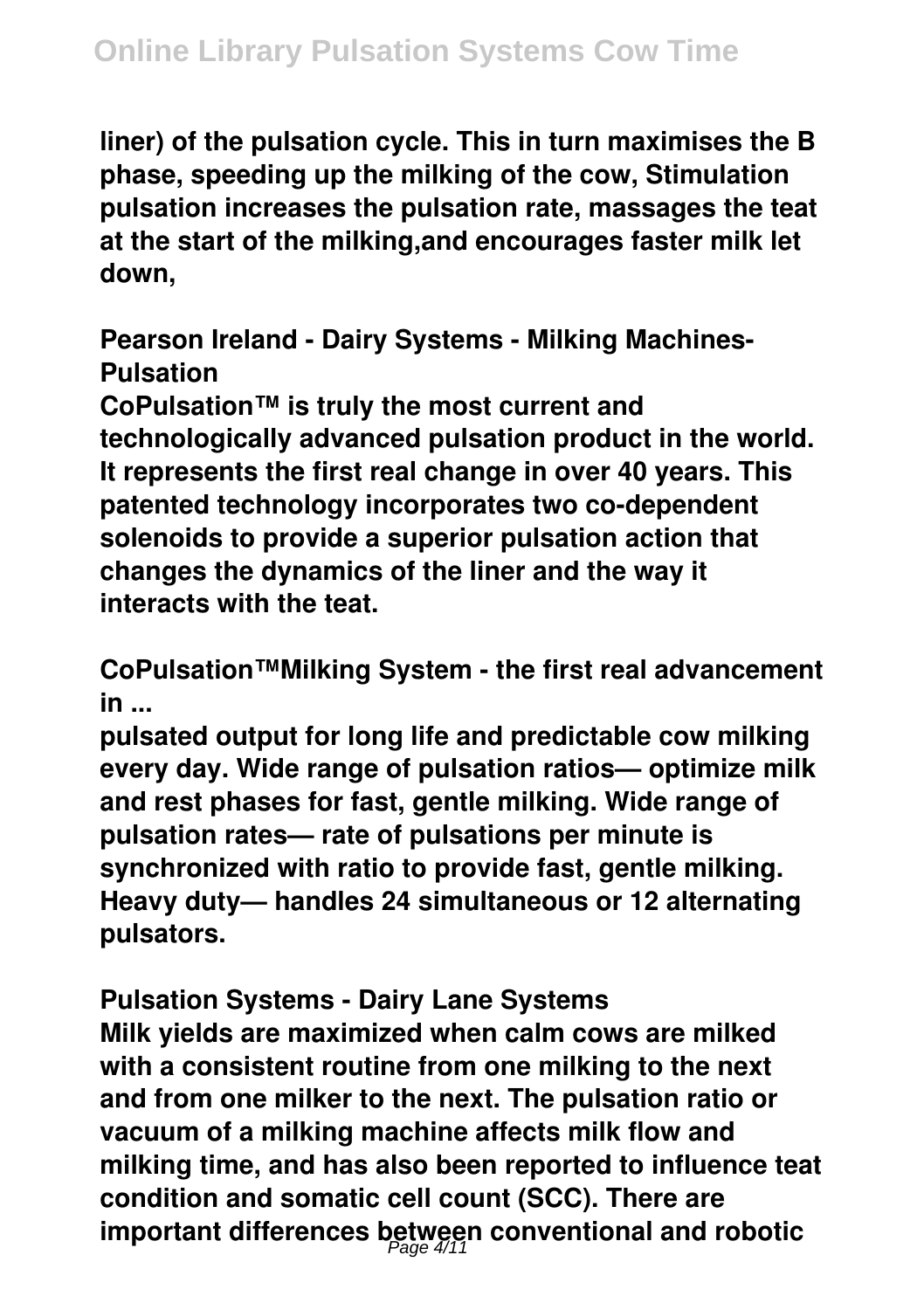liner) of the pulsation cycle. This in turn maximises the B phase, speeding up the milking of the cow, Stimulation pulsation increases the pulsation rate, massages the teat at the start of the milking,and encourages faster milk let down,

**Pearson Ireland - Dairy Systems - Milking Machines-Pulsation**

CoPulsation™ is truly the most current and technologically advanced pulsation product in the world. It represents the first real change in over 40 years. This patented technology incorporates two co-dependent solenoids to provide a superior pulsation action that changes the dynamics of the liner and the way it interacts with the teat.

**CoPulsation™Milking System - the first real advancement in ...**

pulsated output for long life and predictable cow milking every day. Wide range of pulsation ratios— optimize milk and rest phases for fast, gentle milking. Wide range of pulsation rates— rate of pulsations per minute is synchronized with ratio to provide fast, gentle milking. Heavy duty— handles 24 simultaneous or 12 alternating pulsators.

**Pulsation Systems - Dairy Lane Systems**

Milk yields are maximized when calm cows are milked with a consistent routine from one milking to the next and from one milker to the next. The pulsation ratio or vacuum of a milking machine affects milk flow and milking time, and has also been reported to influence teat condition and somatic cell count (SCC). There are important differences between conventional and robotic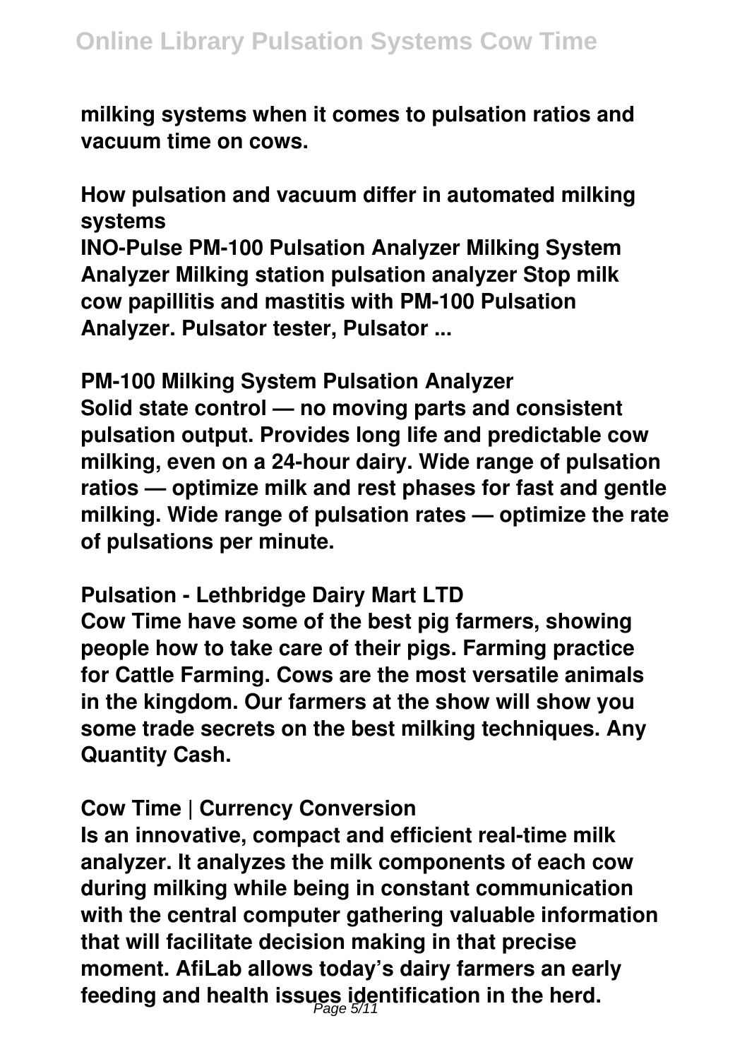milking systems when it comes to pulsation ratios and vacuum time on cows.

**How pulsation and vacuum differ in automated milking systems**

INO-Pulse PM-100 Pulsation Analyzer Milking System Analyzer Milking station pulsation analyzer Stop milk cow papillitis and mastitis with PM-100 Pulsation Analyzer. Pulsator tester, Pulsator ...

**PM-100 Milking System Pulsation Analyzer**

Solid state control — no moving parts and consistent pulsation output. Provides long life and predictable cow milking, even on a 24-hour dairy. Wide range of pulsation ratios — optimize milk and rest phases for fast and gentle milking. Wide range of pulsation rates — optimize the rate of pulsations per minute.

**Pulsation - Lethbridge Dairy Mart LTD**

Cow Time have some of the best pig farmers, showing people how to take care of their pigs. Farming practice for Cattle Farming. Cows are the most versatile animals in the kingdom. Our farmers at the show will show you some trade secrets on the best milking techniques. Any Quantity Cash.

**Cow Time | Currency Conversion**

Is an innovative, compact and efficient real-time milk analyzer. It analyzes the milk components of each cow during milking while being in constant communication with the central computer gathering valuable information that will facilitate decision making in that precise moment. AfiLab allows today's dairy farmers an early feeding and health issues identification in the herd.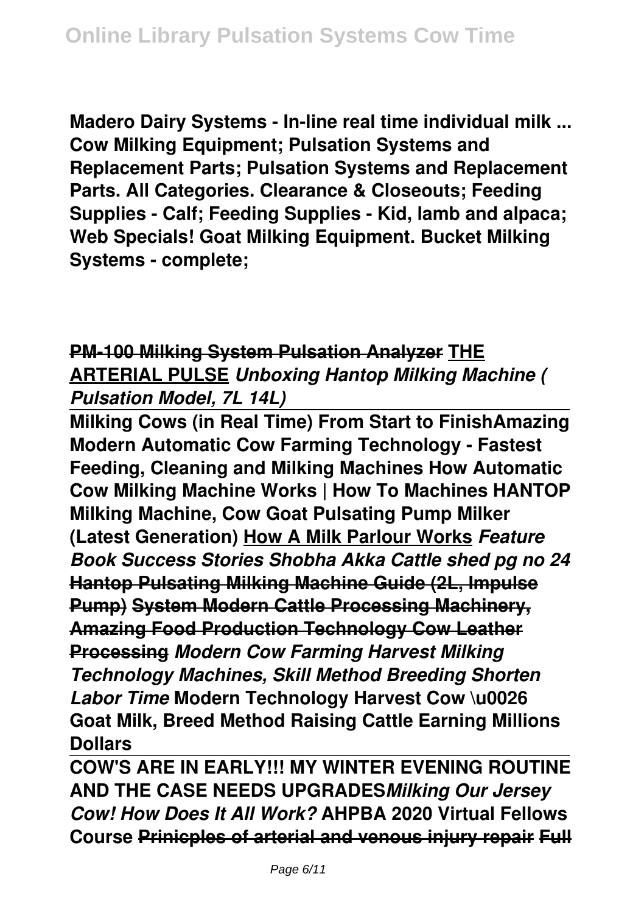**Madero Dairy Systems - In-line real time individual milk ... Cow Milking Equipment; Pulsation Systems and Replacement Parts; Pulsation Systems and Replacement Parts. All Categories. Clearance & Closeouts; Feeding Supplies - Calf; Feeding Supplies - Kid, lamb and alpaca; Web Specials! Goat Milking Equipment. Bucket Milking Systems - complete;**

**PM-100 Milking System Pulsation Analyzer** **THE ARTERIAL PULSE** ***Unboxing Hantop Milking Machine ( Pulsation Model, 7L 14L)***

**Milking Cows (in Real Time) From Start to FinishAmazing Modern Automatic Cow Farming Technology - Fastest Feeding, Cleaning and Milking Machines How Automatic Cow Milking Machine Works | How To Machines HANTOP Milking Machine, Cow Goat Pulsating Pump Milker (Latest Generation)** **How A Milk Parlour Works** ***Feature Book Success Stories Shobha Akka Cattle shed pg no 24*** **Hantop Pulsating Milking Machine Guide (2L, Impulse Pump) System Modern Cattle Processing Machinery, Amazing Food Production Technology Cow Leather Processing** ***Modern Cow Farming Harvest Milking Technology Machines, Skill Method Breeding Shorten Labor Time*** **Modern Technology Harvest Cow \u0026 Goat Milk, Breed Method Raising Cattle Earning Millions Dollars**

**COW'S ARE IN EARLY!!! MY WINTER EVENING ROUTINE AND THE CASE NEEDS UPGRADES*Milking Our Jersey Cow! How Does It All Work?*** **AHPBA 2020 Virtual Fellows Course Prinicples of arterial and venous injury repair Full**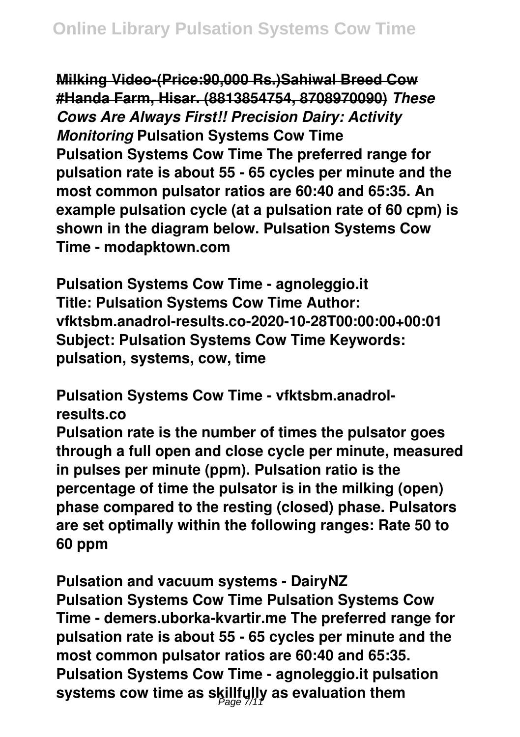**Milking Video-(Price:90,000 Rs.)Sahiwal Breed Cow #Handa Farm, Hisar. (8813854754, 8708970090)** ***These Cows Are Always First!! Precision Dairy: Activity Monitoring*** **Pulsation Systems Cow Time**

**Pulsation Systems Cow Time The preferred range for pulsation rate is about 55 - 65 cycles per minute and the most common pulsator ratios are 60:40 and 65:35. An example pulsation cycle (at a pulsation rate of 60 cpm) is shown in the diagram below. Pulsation Systems Cow Time - modapktown.com**

**Pulsation Systems Cow Time - agnoleggio.it**

**Title: Pulsation Systems Cow Time Author: vfktsbm.anadrol-results.co-2020-10-28T00:00:00+00:01 Subject: Pulsation Systems Cow Time Keywords: pulsation, systems, cow, time**

**Pulsation Systems Cow Time - vfktsbm.anadrol-results.co**

**Pulsation rate is the number of times the pulsator goes through a full open and close cycle per minute, measured in pulses per minute (ppm). Pulsation ratio is the percentage of time the pulsator is in the milking (open) phase compared to the resting (closed) phase. Pulsators are set optimally within the following ranges: Rate 50 to 60 ppm**

**Pulsation and vacuum systems - DairyNZ**

**Pulsation Systems Cow Time Pulsation Systems Cow Time - demers.uborka-kvartir.me The preferred range for pulsation rate is about 55 - 65 cycles per minute and the most common pulsator ratios are 60:40 and 65:35. Pulsation Systems Cow Time - agnoleggio.it pulsation systems cow time as skillfully as evaluation them**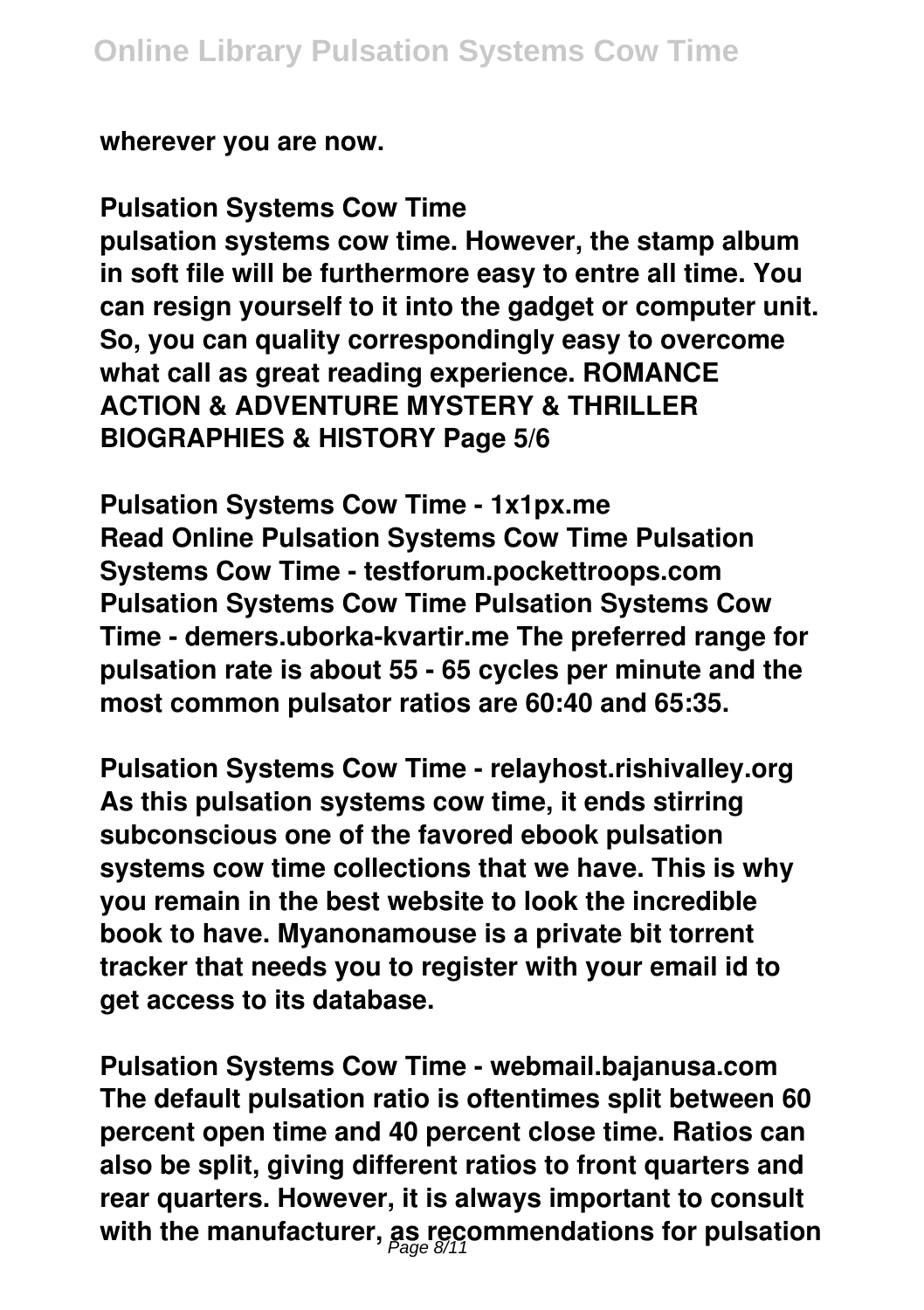wherever you are now.

**Pulsation Systems Cow Time**

pulsation systems cow time. However, the stamp album in soft file will be furthermore easy to entre all time. You can resign yourself to it into the gadget or computer unit. So, you can quality correspondingly easy to overcome what call as great reading experience. ROMANCE ACTION & ADVENTURE MYSTERY & THRILLER BIOGRAPHIES & HISTORY Page 5/6

**Pulsation Systems Cow Time - 1x1px.me**

Read Online Pulsation Systems Cow Time Pulsation Systems Cow Time - testforum.pockettroops.com Pulsation Systems Cow Time Pulsation Systems Cow Time - demers.uborka-kvartir.me The preferred range for pulsation rate is about 55 - 65 cycles per minute and the most common pulsator ratios are 60:40 and 65:35.

**Pulsation Systems Cow Time - relayhost.rishivalley.org**

As this pulsation systems cow time, it ends stirring subconscious one of the favored ebook pulsation systems cow time collections that we have. This is why you remain in the best website to look the incredible book to have. Myanonamouse is a private bit torrent tracker that needs you to register with your email id to get access to its database.

**Pulsation Systems Cow Time - webmail.bajanusa.com**

The default pulsation ratio is oftentimes split between 60 percent open time and 40 percent close time. Ratios can also be split, giving different ratios to front quarters and rear quarters. However, it is always important to consult with the manufacturer, as recommendations for pulsation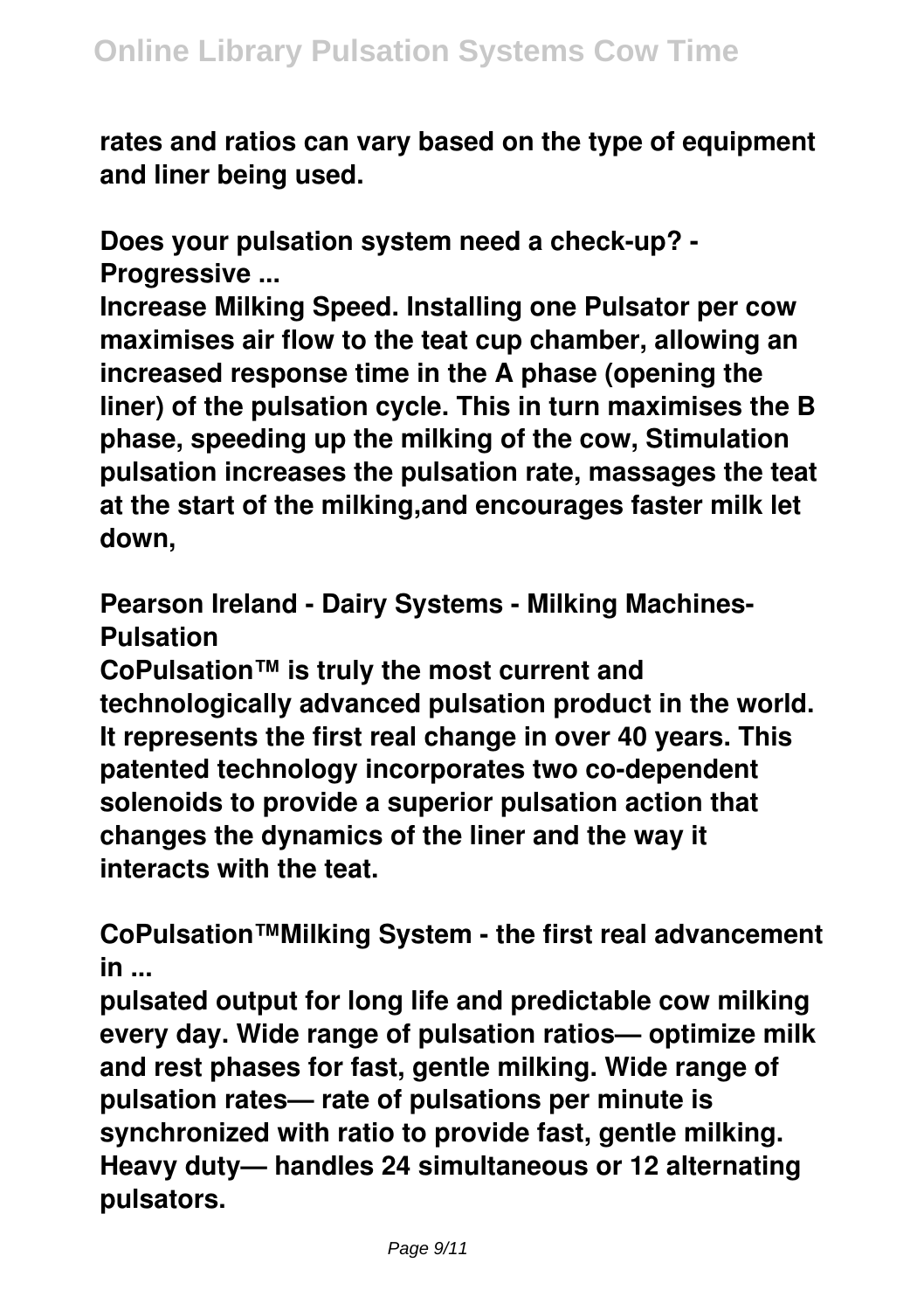rates and ratios can vary based on the type of equipment and liner being used.

**Does your pulsation system need a check-up? - Progressive ...**

Increase Milking Speed. Installing one Pulsator per cow maximises air flow to the teat cup chamber, allowing an increased response time in the A phase (opening the liner) of the pulsation cycle. This in turn maximises the B phase, speeding up the milking of the cow, Stimulation pulsation increases the pulsation rate, massages the teat at the start of the milking,and encourages faster milk let down,

**Pearson Ireland - Dairy Systems - Milking Machines-Pulsation**

CoPulsation™ is truly the most current and technologically advanced pulsation product in the world. It represents the first real change in over 40 years. This patented technology incorporates two co-dependent solenoids to provide a superior pulsation action that changes the dynamics of the liner and the way it interacts with the teat.

**CoPulsation™Milking System - the first real advancement in ...**

pulsated output for long life and predictable cow milking every day. Wide range of pulsation ratios— optimize milk and rest phases for fast, gentle milking. Wide range of pulsation rates— rate of pulsations per minute is synchronized with ratio to provide fast, gentle milking. Heavy duty— handles 24 simultaneous or 12 alternating pulsators.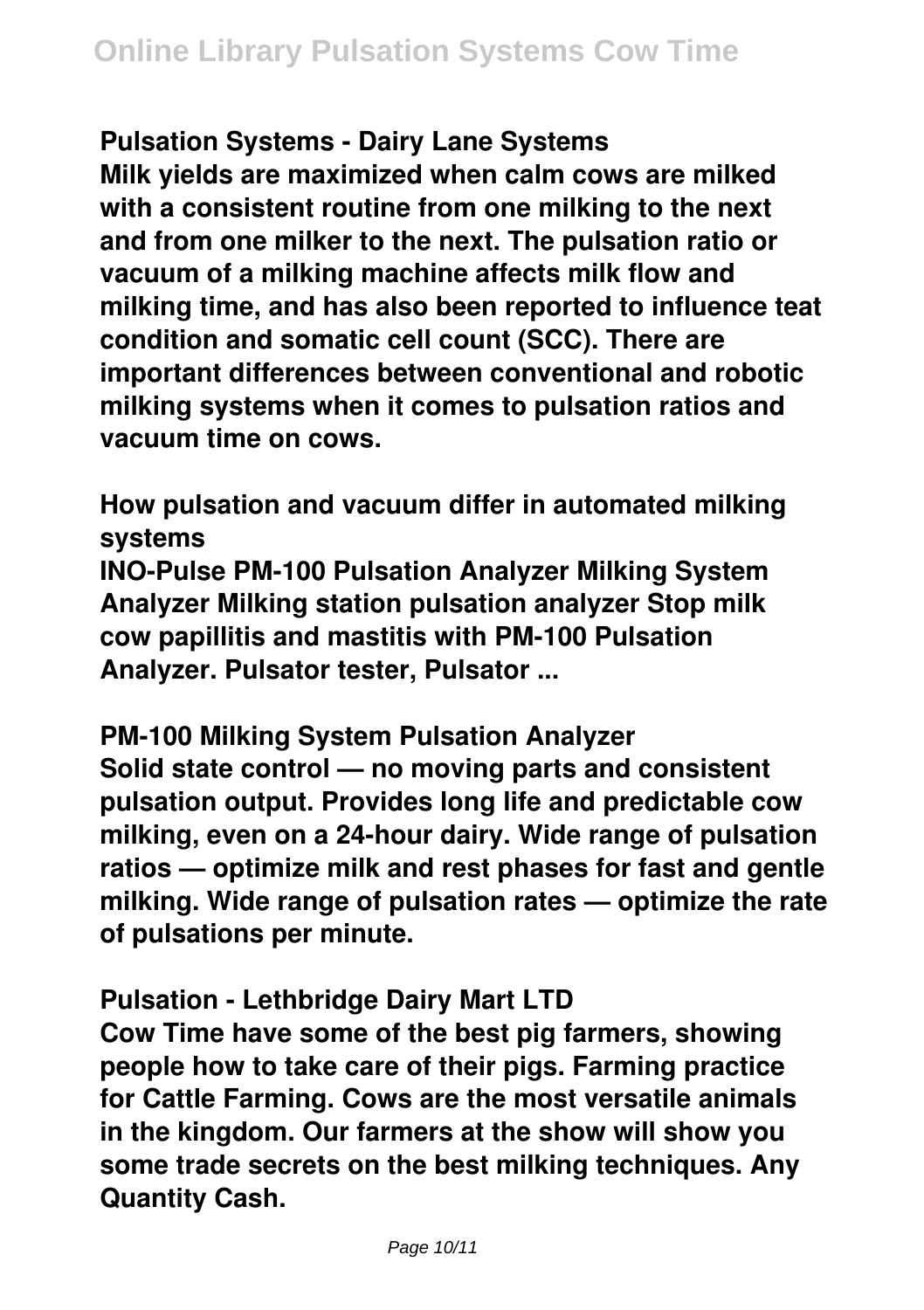**Pulsation Systems - Dairy Lane Systems**

**Milk yields are maximized when calm cows are milked with a consistent routine from one milking to the next and from one milker to the next. The pulsation ratio or vacuum of a milking machine affects milk flow and milking time, and has also been reported to influence teat condition and somatic cell count (SCC). There are important differences between conventional and robotic milking systems when it comes to pulsation ratios and vacuum time on cows.**

**How pulsation and vacuum differ in automated milking systems**

**INO-Pulse PM-100 Pulsation Analyzer Milking System Analyzer Milking station pulsation analyzer Stop milk cow papillitis and mastitis with PM-100 Pulsation Analyzer. Pulsator tester, Pulsator ...**

**PM-100 Milking System Pulsation Analyzer**

**Solid state control — no moving parts and consistent pulsation output. Provides long life and predictable cow milking, even on a 24-hour dairy. Wide range of pulsation ratios — optimize milk and rest phases for fast and gentle milking. Wide range of pulsation rates — optimize the rate of pulsations per minute.**

**Pulsation - Lethbridge Dairy Mart LTD**

**Cow Time have some of the best pig farmers, showing people how to take care of their pigs. Farming practice for Cattle Farming. Cows are the most versatile animals in the kingdom. Our farmers at the show will show you some trade secrets on the best milking techniques. Any Quantity Cash.**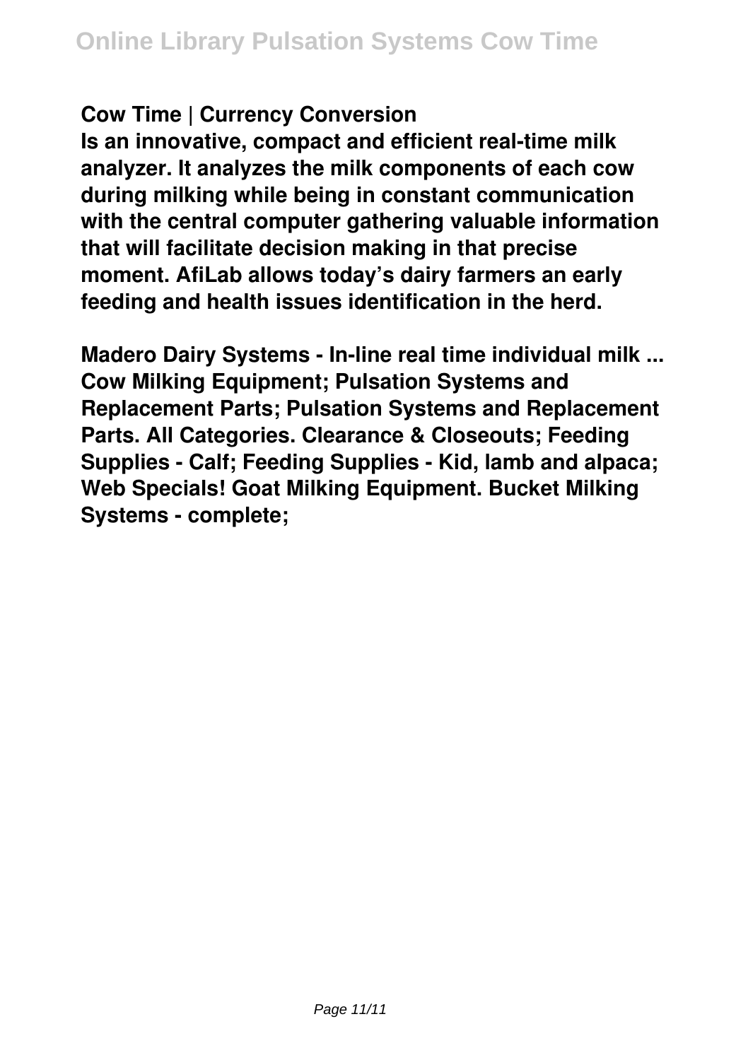**Cow Time | Currency Conversion**
**Is an innovative, compact and efficient real-time milk analyzer. It analyzes the milk components of each cow during milking while being in constant communication with the central computer gathering valuable information that will facilitate decision making in that precise moment. AfiLab allows today's dairy farmers an early feeding and health issues identification in the herd.**

**Madero Dairy Systems - In-line real time individual milk ...**
**Cow Milking Equipment; Pulsation Systems and Replacement Parts; Pulsation Systems and Replacement Parts. All Categories. Clearance & Closeouts; Feeding Supplies - Calf; Feeding Supplies - Kid, lamb and alpaca; Web Specials! Goat Milking Equipment. Bucket Milking Systems - complete;**